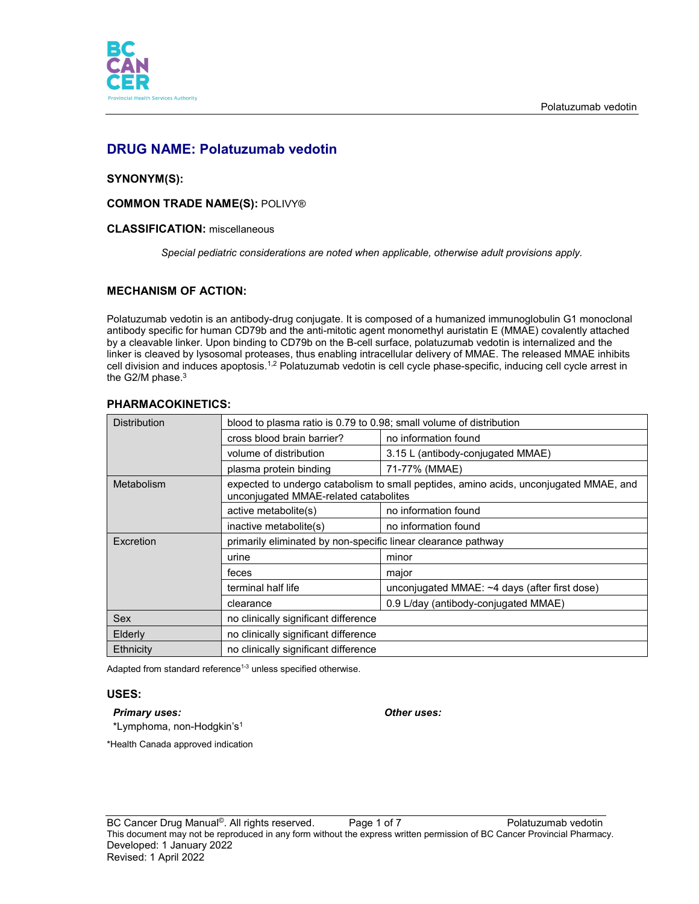# DRUG NAME: Polatuzumab vedotin

**SYNONYM(S):**

**COMMON TRADE NAME(S):** POLIVY®

**CLASSIFICATION:** miscellaneous

*Special pediatric considerations are noted when applicable, otherwise adult provisions apply.*

## MECHANISM OF ACTION:

Polatuzumab vedotin is an antibody-drug conjugate. It is composed of a humanized immunoglobulin G1 monoclonal antibody specific for human CD79b and the anti-mitotic agent monomethyl auristatin E (MMAE) covalently attached by a cleavable linker. Upon binding to CD79b on the B-cell surface, polatuzumab vedotin is internalized and the linker is cleaved by lysosomal proteases, thus enabling intracellular delivery of MMAE. The released MMAE inhibits cell division and induces apoptosis.[1,2] Polatuzumab vedotin is cell cycle phase-specific, inducing cell cycle arrest in the G2/M phase.[3]

## PHARMACOKINETICS:

| | | |
|---|---|---|
| Distribution | blood to plasma ratio is 0.79 to 0.98; small volume of distribution | |
| | cross blood brain barrier? | no information found |
| | volume of distribution | 3.15 L (antibody-conjugated MMAE) |
| | plasma protein binding | 71-77% (MMAE) |
| Metabolism | expected to undergo catabolism to small peptides, amino acids, unconjugated MMAE, and unconjugated MMAE-related catabolites | |
| | active metabolite(s) | no information found |
| | inactive metabolite(s) | no information found |
| Excretion | primarily eliminated by non-specific linear clearance pathway | |
| | urine | minor |
| | feces | major |
| | terminal half life | unconjugated MMAE: ~4 days (after first dose) |
| | clearance | 0.9 L/day (antibody-conjugated MMAE) |
| Sex | no clinically significant difference | |
| Elderly | no clinically significant difference | |
| Ethnicity | no clinically significant difference | |

Adapted from standard reference[1-3] unless specified otherwise.

## USES:

***Primary uses:***

*Lymphoma, non-Hodgkin's[1]

***Other uses:***

*Health Canada approved indication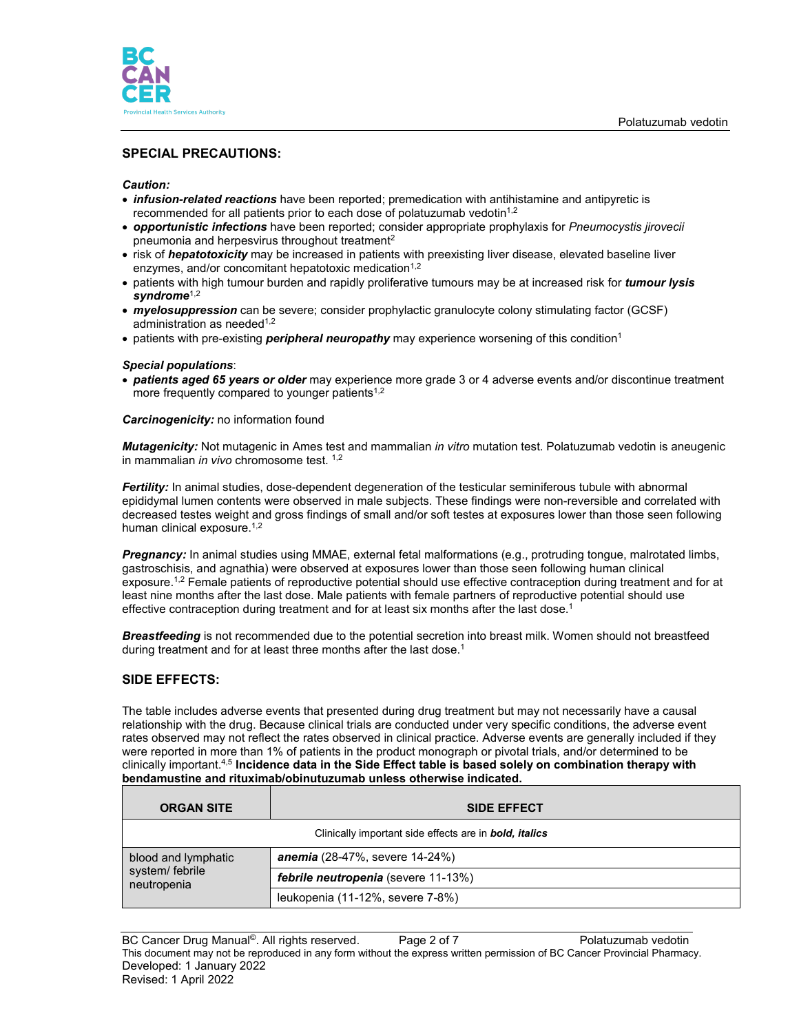## SPECIAL PRECAUTIONS:

***Caution:***

- ***infusion-related reactions*** have been reported; premedication with antihistamine and antipyretic is recommended for all patients prior to each dose of polatuzumab vedotin[1,2]
- ***opportunistic infections*** have been reported; consider appropriate prophylaxis for *Pneumocystis jirovecii* pneumonia and herpesvirus throughout treatment[2]
- risk of ***hepatotoxicity*** may be increased in patients with preexisting liver disease, elevated baseline liver enzymes, and/or concomitant hepatotoxic medication[1,2]
- patients with high tumour burden and rapidly proliferative tumours may be at increased risk for ***tumour lysis syndrome***[1,2]
- ***myelosuppression*** can be severe; consider prophylactic granulocyte colony stimulating factor (GCSF) administration as needed[1,2]
- patients with pre-existing ***peripheral neuropathy*** may experience worsening of this condition[1]

***Special populations***:

- ***patients aged 65 years or older*** may experience more grade 3 or 4 adverse events and/or discontinue treatment more frequently compared to younger patients[1,2]

***Carcinogenicity:*** no information found

***Mutagenicity:*** Not mutagenic in Ames test and mammalian *in vitro* mutation test. Polatuzumab vedotin is aneugenic in mammalian *in vivo* chromosome test. [1,2]

***Fertility:*** In animal studies, dose-dependent degeneration of the testicular seminiferous tubule with abnormal epididymal lumen contents were observed in male subjects. These findings were non-reversible and correlated with decreased testes weight and gross findings of small and/or soft testes at exposures lower than those seen following human clinical exposure.[1,2]

***Pregnancy:*** In animal studies using MMAE, external fetal malformations (e.g., protruding tongue, malrotated limbs, gastroschisis, and agnathia) were observed at exposures lower than those seen following human clinical exposure.[1,2] Female patients of reproductive potential should use effective contraception during treatment and for at least nine months after the last dose. Male patients with female partners of reproductive potential should use effective contraception during treatment and for at least six months after the last dose.[1]

***Breastfeeding*** is not recommended due to the potential secretion into breast milk. Women should not breastfeed during treatment and for at least three months after the last dose.[1]

## SIDE EFFECTS:

The table includes adverse events that presented during drug treatment but may not necessarily have a causal relationship with the drug. Because clinical trials are conducted under very specific conditions, the adverse event rates observed may not reflect the rates observed in clinical practice. Adverse events are generally included if they were reported in more than 1% of patients in the product monograph or pivotal trials, and/or determined to be clinically important.[4,5] **Incidence data in the Side Effect table is based solely on combination therapy with bendamustine and rituximab/obinutuzumab unless otherwise indicated.**

| ORGAN SITE | SIDE EFFECT |
|---|---|
| Clinically important side effects are in ***bold, italics*** | |
| blood and lymphatic system/ febrile neutropenia | ***anemia*** (28-47%, severe 14-24%) |
| | ***febrile neutropenia*** (severe 11-13%) |
| | leukopenia (11-12%, severe 7-8%) |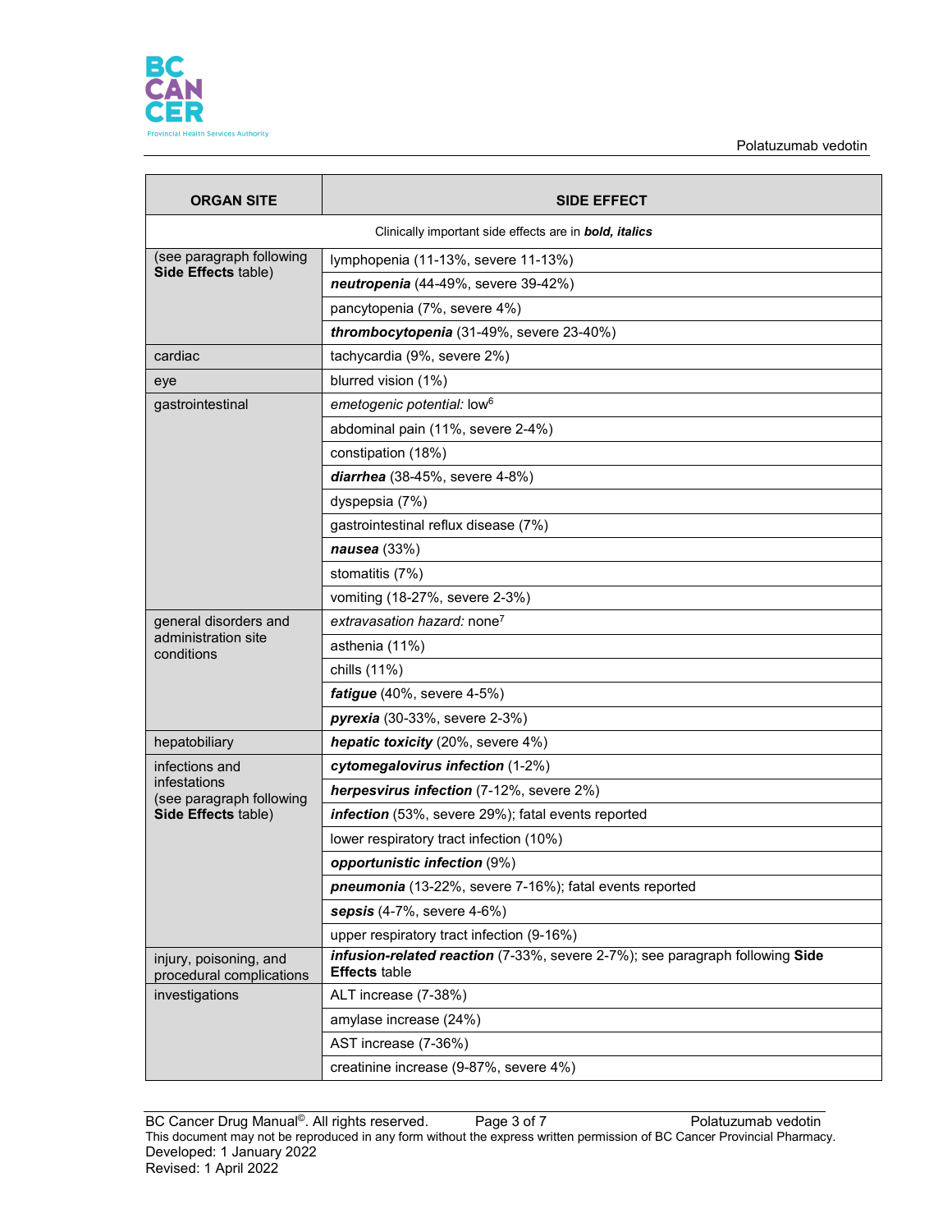| ORGAN SITE | SIDE EFFECT |
|---|---|
| Clinically important side effects are in ***bold, italics*** | |
| (see paragraph following **Side Effects** table) | lymphopenia (11-13%, severe 11-13%) |
| | ***neutropenia*** (44-49%, severe 39-42%) |
| | pancytopenia (7%, severe 4%) |
| | ***thrombocytopenia*** (31-49%, severe 23-40%) |
| cardiac | tachycardia (9%, severe 2%) |
| eye | blurred vision (1%) |
| gastrointestinal | *emetogenic potential:* low[6] |
| | abdominal pain (11%, severe 2-4%) |
| | constipation (18%) |
| | ***diarrhea*** (38-45%, severe 4-8%) |
| | dyspepsia (7%) |
| | gastrointestinal reflux disease (7%) |
| | ***nausea*** (33%) |
| | stomatitis (7%) |
| | vomiting (18-27%, severe 2-3%) |
| general disorders and administration site conditions | *extravasation hazard:* none[7] |
| | asthenia (11%) |
| | chills (11%) |
| | ***fatigue*** (40%, severe 4-5%) |
| | ***pyrexia*** (30-33%, severe 2-3%) |
| hepatobiliary | ***hepatic toxicity*** (20%, severe 4%) |
| infections and infestations (see paragraph following **Side Effects** table) | ***cytomegalovirus infection*** (1-2%) |
| | ***herpesvirus infection*** (7-12%, severe 2%) |
| | ***infection*** (53%, severe 29%); fatal events reported |
| | lower respiratory tract infection (10%) |
| | ***opportunistic infection*** (9%) |
| | ***pneumonia*** (13-22%, severe 7-16%); fatal events reported |
| | ***sepsis*** (4-7%, severe 4-6%) |
| | upper respiratory tract infection (9-16%) |
| injury, poisoning, and procedural complications | ***infusion-related reaction*** (7-33%, severe 2-7%); see paragraph following **Side Effects** table |
| investigations | ALT increase (7-38%) |
| | amylase increase (24%) |
| | AST increase (7-36%) |
| | creatinine increase (9-87%, severe 4%) |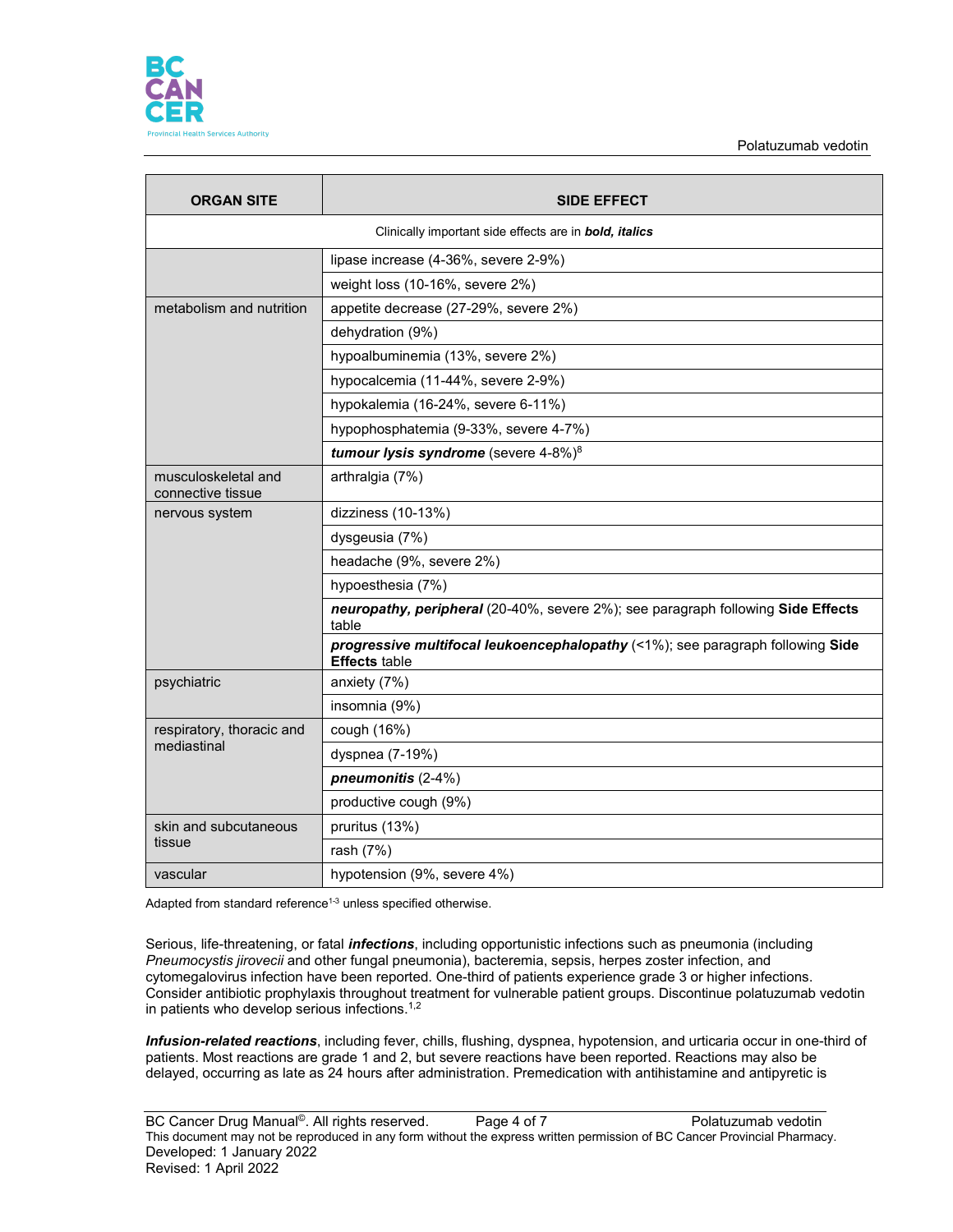| ORGAN SITE | SIDE EFFECT |
|---|---|
| Clinically important side effects are in ***bold, italics*** | |
| | lipase increase (4-36%, severe 2-9%) |
| | weight loss (10-16%, severe 2%) |
| metabolism and nutrition | appetite decrease (27-29%, severe 2%) |
| | dehydration (9%) |
| | hypoalbuminemia (13%, severe 2%) |
| | hypocalcemia (11-44%, severe 2-9%) |
| | hypokalemia (16-24%, severe 6-11%) |
| | hypophosphatemia (9-33%, severe 4-7%) |
| | ***tumour lysis syndrome*** (severe 4-8%)[8] |
| musculoskeletal and connective tissue | arthralgia (7%) |
| nervous system | dizziness (10-13%) |
| | dysgeusia (7%) |
| | headache (9%, severe 2%) |
| | hypoesthesia (7%) |
| | ***neuropathy, peripheral*** (20-40%, severe 2%); see paragraph following **Side Effects** table |
| | ***progressive multifocal leukoencephalopathy*** (<1%); see paragraph following **Side Effects** table |
| psychiatric | anxiety (7%) |
| | insomnia (9%) |
| respiratory, thoracic and mediastinal | cough (16%) |
| | dyspnea (7-19%) |
| | ***pneumonitis*** (2-4%) |
| | productive cough (9%) |
| skin and subcutaneous tissue | pruritus (13%) |
| | rash (7%) |
| vascular | hypotension (9%, severe 4%) |

Adapted from standard reference[1-3] unless specified otherwise.

Serious, life-threatening, or fatal ***infections***, including opportunistic infections such as pneumonia (including *Pneumocystis jirovecii* and other fungal pneumonia), bacteremia, sepsis, herpes zoster infection, and cytomegalovirus infection have been reported. One-third of patients experience grade 3 or higher infections. Consider antibiotic prophylaxis throughout treatment for vulnerable patient groups. Discontinue polatuzumab vedotin in patients who develop serious infections.[1,2]

***Infusion-related reactions***, including fever, chills, flushing, dyspnea, hypotension, and urticaria occur in one-third of patients. Most reactions are grade 1 and 2, but severe reactions have been reported. Reactions may also be delayed, occurring as late as 24 hours after administration. Premedication with antihistamine and antipyretic is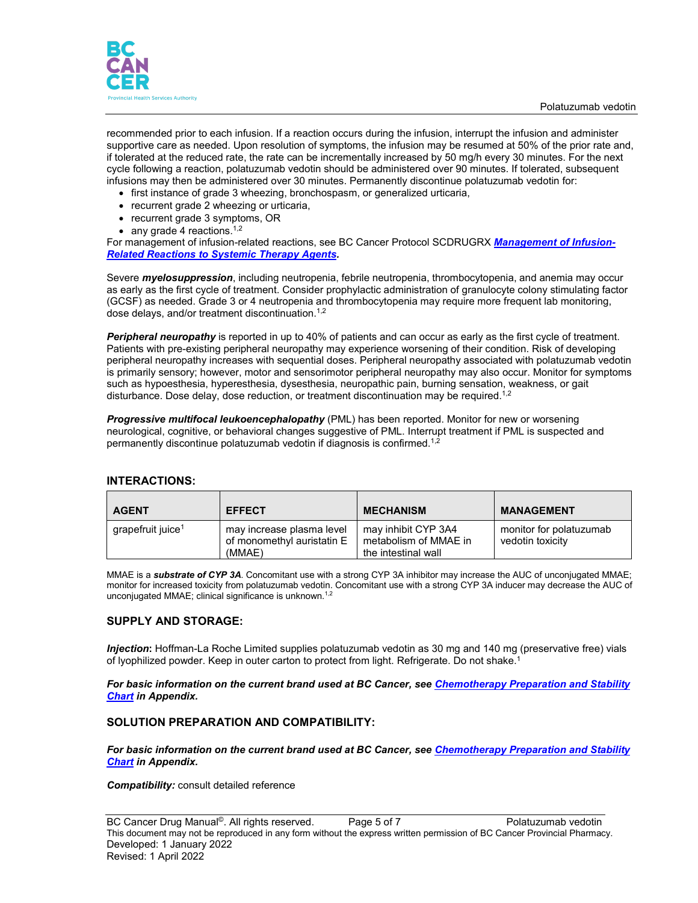recommended prior to each infusion. If a reaction occurs during the infusion, interrupt the infusion and administer supportive care as needed. Upon resolution of symptoms, the infusion may be resumed at 50% of the prior rate and, if tolerated at the reduced rate, the rate can be incrementally increased by 50 mg/h every 30 minutes. For the next cycle following a reaction, polatuzumab vedotin should be administered over 90 minutes. If tolerated, subsequent infusions may then be administered over 30 minutes. Permanently discontinue polatuzumab vedotin for:

- first instance of grade 3 wheezing, bronchospasm, or generalized urticaria,
- recurrent grade 2 wheezing or urticaria,
- recurrent grade 3 symptoms, OR
- any grade 4 reactions.[1,2]

For management of infusion-related reactions, see BC Cancer Protocol SCDRUGRX ***Management of Infusion-Related Reactions to Systemic Therapy Agents***.

Severe ***myelosuppression***, including neutropenia, febrile neutropenia, thrombocytopenia, and anemia may occur as early as the first cycle of treatment. Consider prophylactic administration of granulocyte colony stimulating factor (GCSF) as needed. Grade 3 or 4 neutropenia and thrombocytopenia may require more frequent lab monitoring, dose delays, and/or treatment discontinuation.[1,2]

***Peripheral neuropathy*** is reported in up to 40% of patients and can occur as early as the first cycle of treatment. Patients with pre-existing peripheral neuropathy may experience worsening of their condition. Risk of developing peripheral neuropathy increases with sequential doses. Peripheral neuropathy associated with polatuzumab vedotin is primarily sensory; however, motor and sensorimotor peripheral neuropathy may also occur. Monitor for symptoms such as hypoesthesia, hyperesthesia, dysesthesia, neuropathic pain, burning sensation, weakness, or gait disturbance. Dose delay, dose reduction, or treatment discontinuation may be required.[1,2]

***Progressive multifocal leukoencephalopathy*** (PML) has been reported. Monitor for new or worsening neurological, cognitive, or behavioral changes suggestive of PML. Interrupt treatment if PML is suspected and permanently discontinue polatuzumab vedotin if diagnosis is confirmed.[1,2]

## INTERACTIONS:

| AGENT | EFFECT | MECHANISM | MANAGEMENT |
|---|---|---|---|
| grapefruit juice[1] | may increase plasma level of monomethyl auristatin E (MMAE) | may inhibit CYP 3A4 metabolism of MMAE in the intestinal wall | monitor for polatuzumab vedotin toxicity |

MMAE is a ***substrate of CYP 3A***. Concomitant use with a strong CYP 3A inhibitor may increase the AUC of unconjugated MMAE; monitor for increased toxicity from polatuzumab vedotin. Concomitant use with a strong CYP 3A inducer may decrease the AUC of unconjugated MMAE; clinical significance is unknown.[1,2]

## SUPPLY AND STORAGE:

***Injection***: Hoffman-La Roche Limited supplies polatuzumab vedotin as 30 mg and 140 mg (preservative free) vials of lyophilized powder. Keep in outer carton to protect from light. Refrigerate. Do not shake.[1]

***For basic information on the current brand used at BC Cancer, see Chemotherapy Preparation and Stability Chart in Appendix.***

## SOLUTION PREPARATION AND COMPATIBILITY:

***For basic information on the current brand used at BC Cancer, see Chemotherapy Preparation and Stability Chart in Appendix.***

***Compatibility:*** consult detailed reference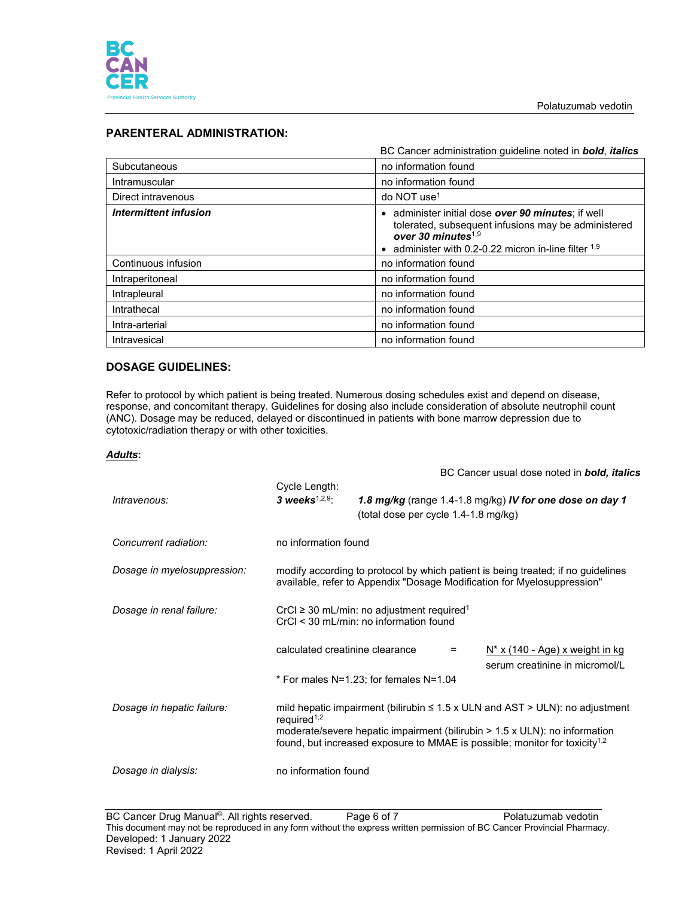## PARENTERAL ADMINISTRATION:

BC Cancer administration guideline noted in ***bold, italics***

| | |
|---|---|
| Subcutaneous | no information found |
| Intramuscular | no information found |
| Direct intravenous | do NOT use[1] |
| ***Intermittent infusion*** | • administer initial dose ***over 90 minutes***; if well tolerated, subsequent infusions may be administered ***over 30 minutes***[1,9]<br>• administer with 0.2-0.22 micron in-line filter [1,9] |
| Continuous infusion | no information found |
| Intraperitoneal | no information found |
| Intrapleural | no information found |
| Intrathecal | no information found |
| Intra-arterial | no information found |
| Intravesical | no information found |

## DOSAGE GUIDELINES:

Refer to protocol by which patient is being treated. Numerous dosing schedules exist and depend on disease, response, and concomitant therapy. Guidelines for dosing also include consideration of absolute neutrophil count (ANC). Dosage may be reduced, delayed or discontinued in patients with bone marrow depression due to cytotoxic/radiation therapy or with other toxicities.

***Adults*:**

BC Cancer usual dose noted in ***bold, italics***

*Intravenous:* Cycle Length: ***3 weeks***[1,2,9]: ***1.8 mg/kg*** (range 1.4-1.8 mg/kg) ***IV for one dose on day 1*** (total dose per cycle 1.4-1.8 mg/kg)

*Concurrent radiation:* no information found

*Dosage in myelosuppression:* modify according to protocol by which patient is being treated; if no guidelines available, refer to Appendix "Dosage Modification for Myelosuppression"

*Dosage in renal failure:*
CrCl ≥ 30 mL/min: no adjustment required[1]
CrCl < 30 mL/min: no information found

$$\text{calculated creatinine clearance} = \frac{N^* \times (140 - \text{Age}) \times \text{weight in kg}}{\text{serum creatinine in micromol/L}}$$

\* For males N=1.23; for females N=1.04

*Dosage in hepatic failure:* mild hepatic impairment (bilirubin ≤ 1.5 x ULN and AST > ULN): no adjustment required[1,2]
moderate/severe hepatic impairment (bilirubin > 1.5 x ULN): no information found, but increased exposure to MMAE is possible; monitor for toxicity[1,2]

*Dosage in dialysis:* no information found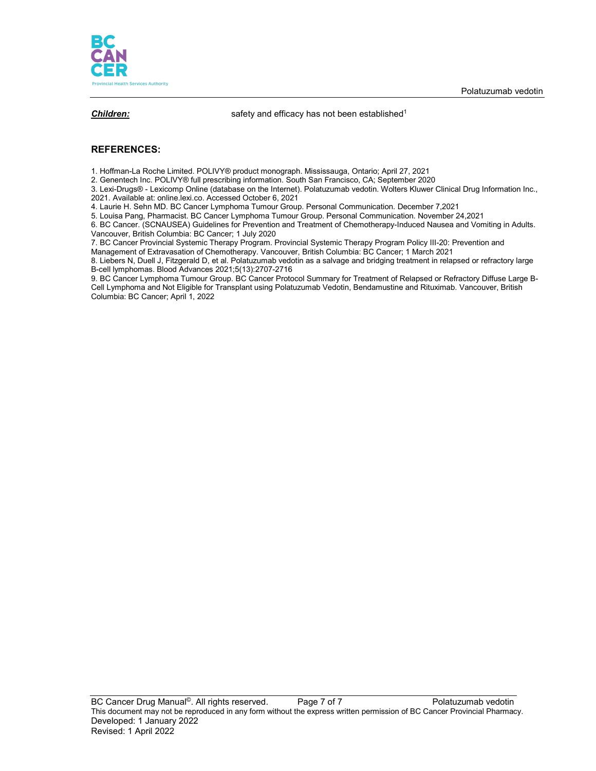***Children:*** safety and efficacy has not been established[1]

## REFERENCES:

1. Hoffman-La Roche Limited. POLIVY® product monograph. Mississauga, Ontario; April 27, 2021
2. Genentech Inc. POLIVY® full prescribing information. South San Francisco, CA; September 2020
3. Lexi-Drugs® - Lexicomp Online (database on the Internet). Polatuzumab vedotin. Wolters Kluwer Clinical Drug Information Inc., 2021. Available at: online.lexi.co. Accessed October 6, 2021
4. Laurie H. Sehn MD. BC Cancer Lymphoma Tumour Group. Personal Communication. December 7,2021
5. Louisa Pang, Pharmacist. BC Cancer Lymphoma Tumour Group. Personal Communication. November 24,2021
6. BC Cancer. (SCNAUSEA) Guidelines for Prevention and Treatment of Chemotherapy-Induced Nausea and Vomiting in Adults. Vancouver, British Columbia: BC Cancer; 1 July 2020
7. BC Cancer Provincial Systemic Therapy Program. Provincial Systemic Therapy Program Policy III-20: Prevention and Management of Extravasation of Chemotherapy. Vancouver, British Columbia: BC Cancer; 1 March 2021
8. Liebers N, Duell J, Fitzgerald D, et al. Polatuzumab vedotin as a salvage and bridging treatment in relapsed or refractory large B-cell lymphomas. Blood Advances 2021;5(13):2707-2716
9. BC Cancer Lymphoma Tumour Group. BC Cancer Protocol Summary for Treatment of Relapsed or Refractory Diffuse Large B-Cell Lymphoma and Not Eligible for Transplant using Polatuzumab Vedotin, Bendamustine and Rituximab. Vancouver, British Columbia: BC Cancer; April 1, 2022

This document may not be reproduced in any form without the express written permission of BC Cancer Provincial Pharmacy.
Developed: 1 January 2022
Revised: 1 April 2022